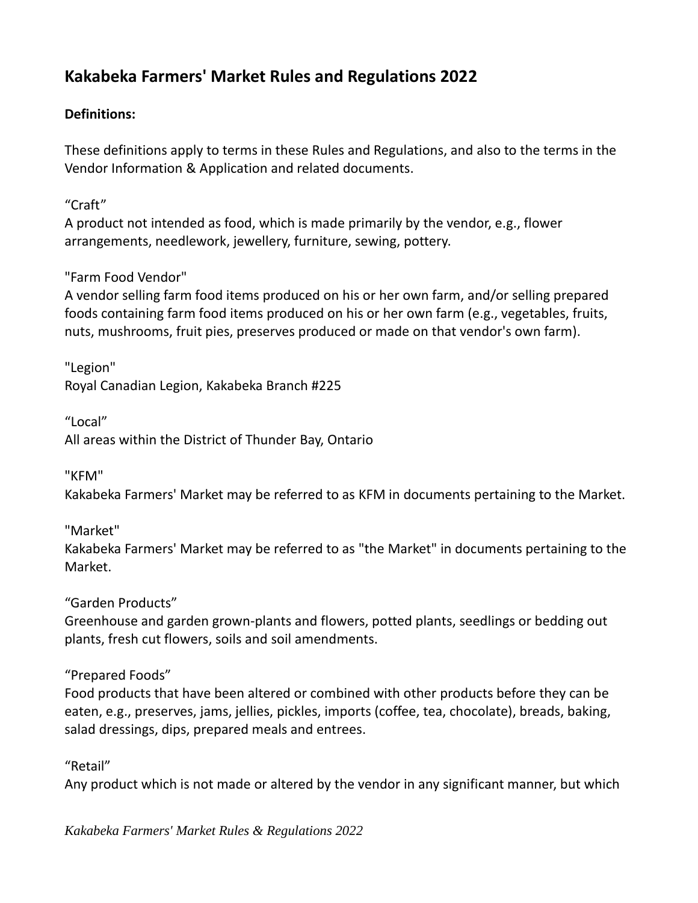# Kakabeka Farmers' Market Rules and Regulations 2022

**Definitions:**

These definitions apply to terms in these Rules and Regulations, and also to the terms in the Vendor Information & Application and related documents.

"Craft"
A product not intended as food, which is made primarily by the vendor, e.g., flower arrangements, needlework, jewellery, furniture, sewing, pottery.

"Farm Food Vendor"
A vendor selling farm food items produced on his or her own farm, and/or selling prepared foods containing farm food items produced on his or her own farm (e.g., vegetables, fruits, nuts, mushrooms, fruit pies, preserves produced or made on that vendor's own farm).

"Legion"
Royal Canadian Legion, Kakabeka Branch #225

"Local"
All areas within the District of Thunder Bay, Ontario

"KFM"
Kakabeka Farmers' Market may be referred to as KFM in documents pertaining to the Market.

"Market"
Kakabeka Farmers' Market may be referred to as "the Market" in documents pertaining to the Market.

"Garden Products"
Greenhouse and garden grown-plants and flowers, potted plants, seedlings or bedding out plants, fresh cut flowers, soils and soil amendments.

"Prepared Foods"
Food products that have been altered or combined with other products before they can be eaten, e.g., preserves, jams, jellies, pickles, imports (coffee, tea, chocolate), breads, baking, salad dressings, dips, prepared meals and entrees.

"Retail"
Any product which is not made or altered by the vendor in any significant manner, but which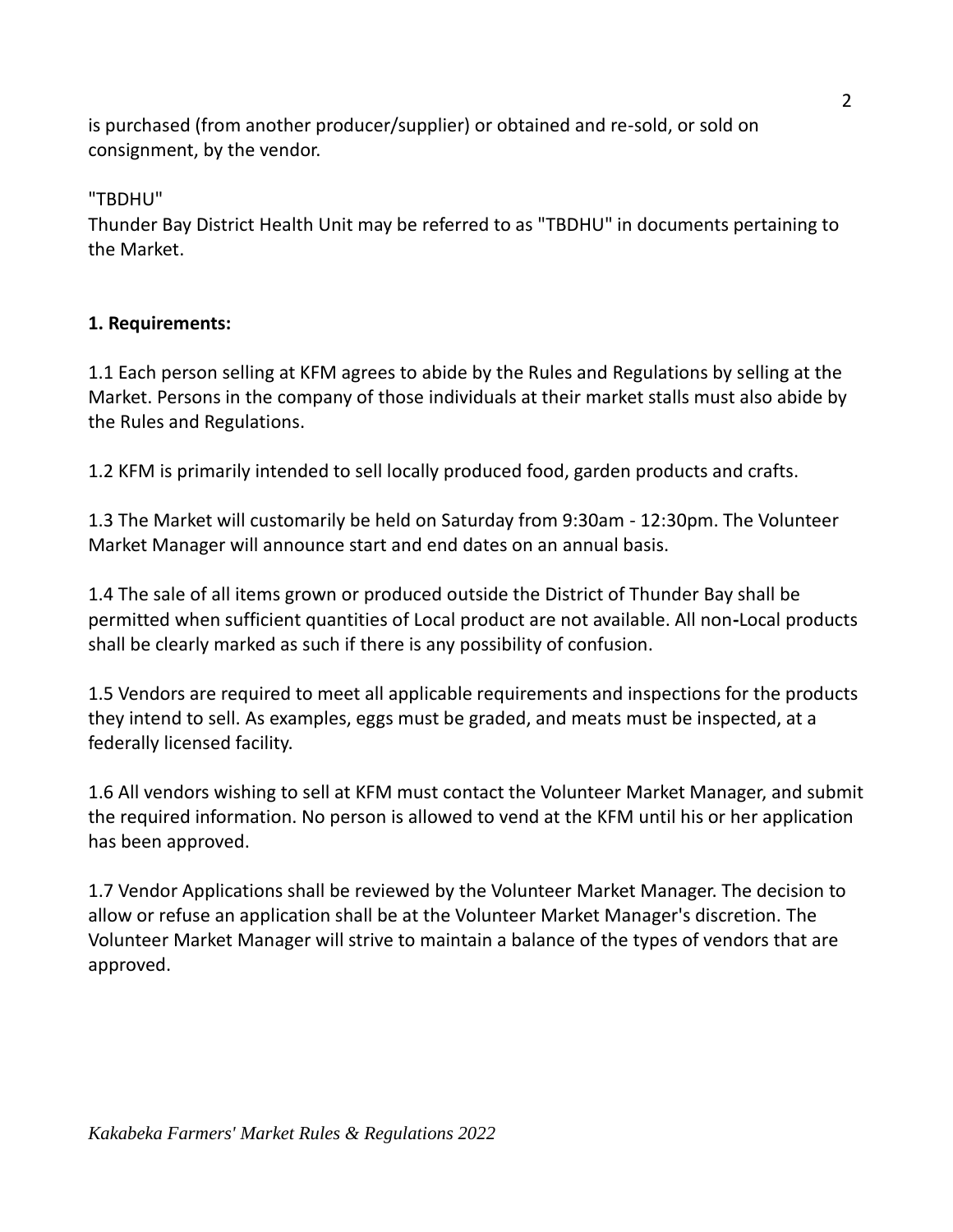is purchased (from another producer/supplier) or obtained and re-sold, or sold on consignment, by the vendor.

"TBDHU"
Thunder Bay District Health Unit may be referred to as "TBDHU" in documents pertaining to the Market.

**1. Requirements:**

1.1 Each person selling at KFM agrees to abide by the Rules and Regulations by selling at the Market. Persons in the company of those individuals at their market stalls must also abide by the Rules and Regulations.

1.2 KFM is primarily intended to sell locally produced food, garden products and crafts.

1.3 The Market will customarily be held on Saturday from 9:30am - 12:30pm. The Volunteer Market Manager will announce start and end dates on an annual basis.

1.4 The sale of all items grown or produced outside the District of Thunder Bay shall be permitted when sufficient quantities of Local product are not available. All non-Local products shall be clearly marked as such if there is any possibility of confusion.

1.5 Vendors are required to meet all applicable requirements and inspections for the products they intend to sell. As examples, eggs must be graded, and meats must be inspected, at a federally licensed facility.

1.6 All vendors wishing to sell at KFM must contact the Volunteer Market Manager, and submit the required information. No person is allowed to vend at the KFM until his or her application has been approved.

1.7 Vendor Applications shall be reviewed by the Volunteer Market Manager. The decision to allow or refuse an application shall be at the Volunteer Market Manager's discretion. The Volunteer Market Manager will strive to maintain a balance of the types of vendors that are approved.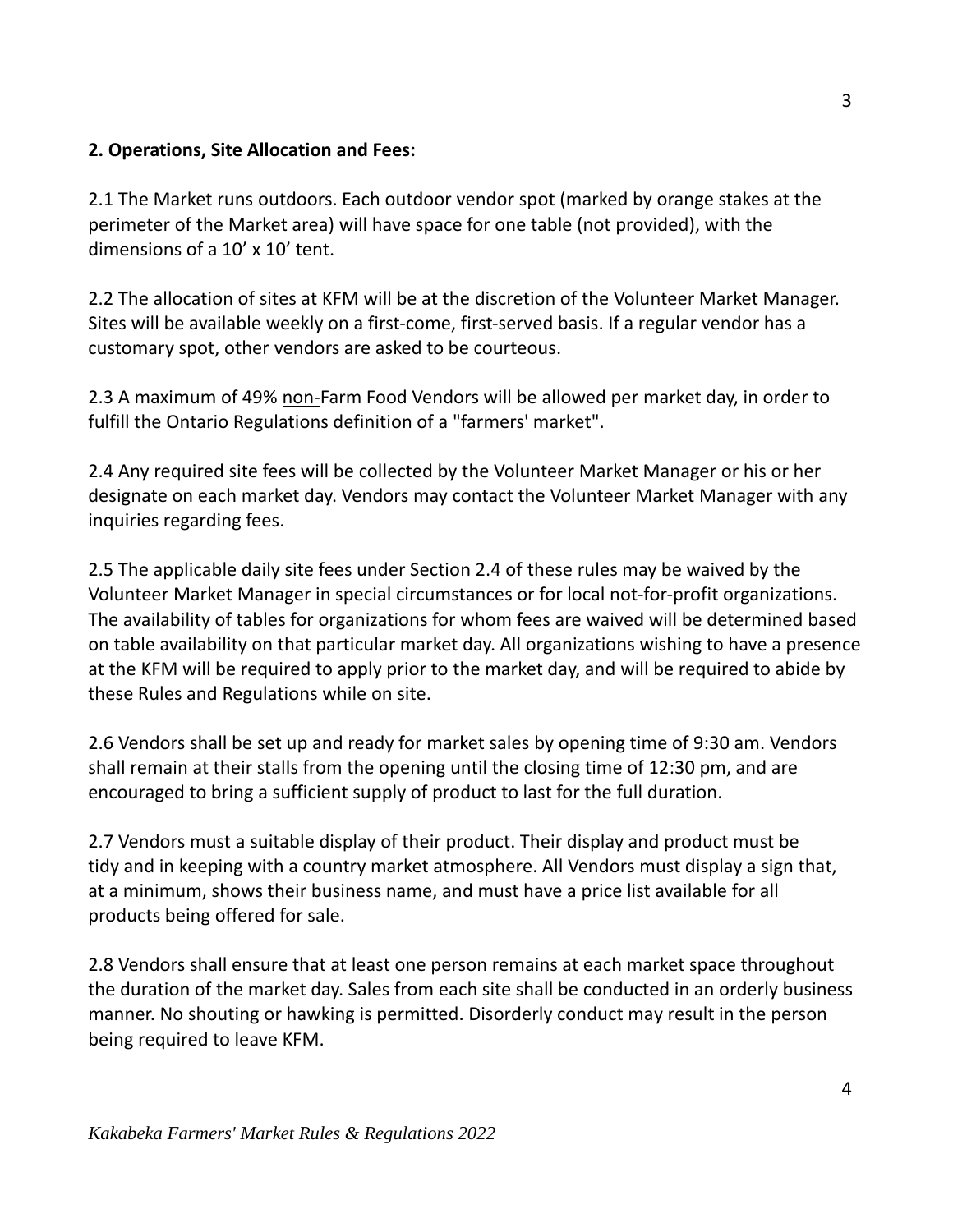**2. Operations, Site Allocation and Fees:**

2.1 The Market runs outdoors. Each outdoor vendor spot (marked by orange stakes at the perimeter of the Market area) will have space for one table (not provided), with the dimensions of a 10' x 10' tent.

2.2 The allocation of sites at KFM will be at the discretion of the Volunteer Market Manager. Sites will be available weekly on a first-come, first-served basis. If a regular vendor has a customary spot, other vendors are asked to be courteous.

2.3 A maximum of 49% <u>non-</u>Farm Food Vendors will be allowed per market day, in order to fulfill the Ontario Regulations definition of a "farmers' market".

2.4 Any required site fees will be collected by the Volunteer Market Manager or his or her designate on each market day. Vendors may contact the Volunteer Market Manager with any inquiries regarding fees.

2.5 The applicable daily site fees under Section 2.4 of these rules may be waived by the Volunteer Market Manager in special circumstances or for local not-for-profit organizations. The availability of tables for organizations for whom fees are waived will be determined based on table availability on that particular market day. All organizations wishing to have a presence at the KFM will be required to apply prior to the market day, and will be required to abide by these Rules and Regulations while on site.

2.6 Vendors shall be set up and ready for market sales by opening time of 9:30 am. Vendors shall remain at their stalls from the opening until the closing time of 12:30 pm, and are encouraged to bring a sufficient supply of product to last for the full duration.

2.7 Vendors must a suitable display of their product. Their display and product must be tidy and in keeping with a country market atmosphere. All Vendors must display a sign that, at a minimum, shows their business name, and must have a price list available for all products being offered for sale.

2.8 Vendors shall ensure that at least one person remains at each market space throughout the duration of the market day. Sales from each site shall be conducted in an orderly business manner. No shouting or hawking is permitted. Disorderly conduct may result in the person being required to leave KFM.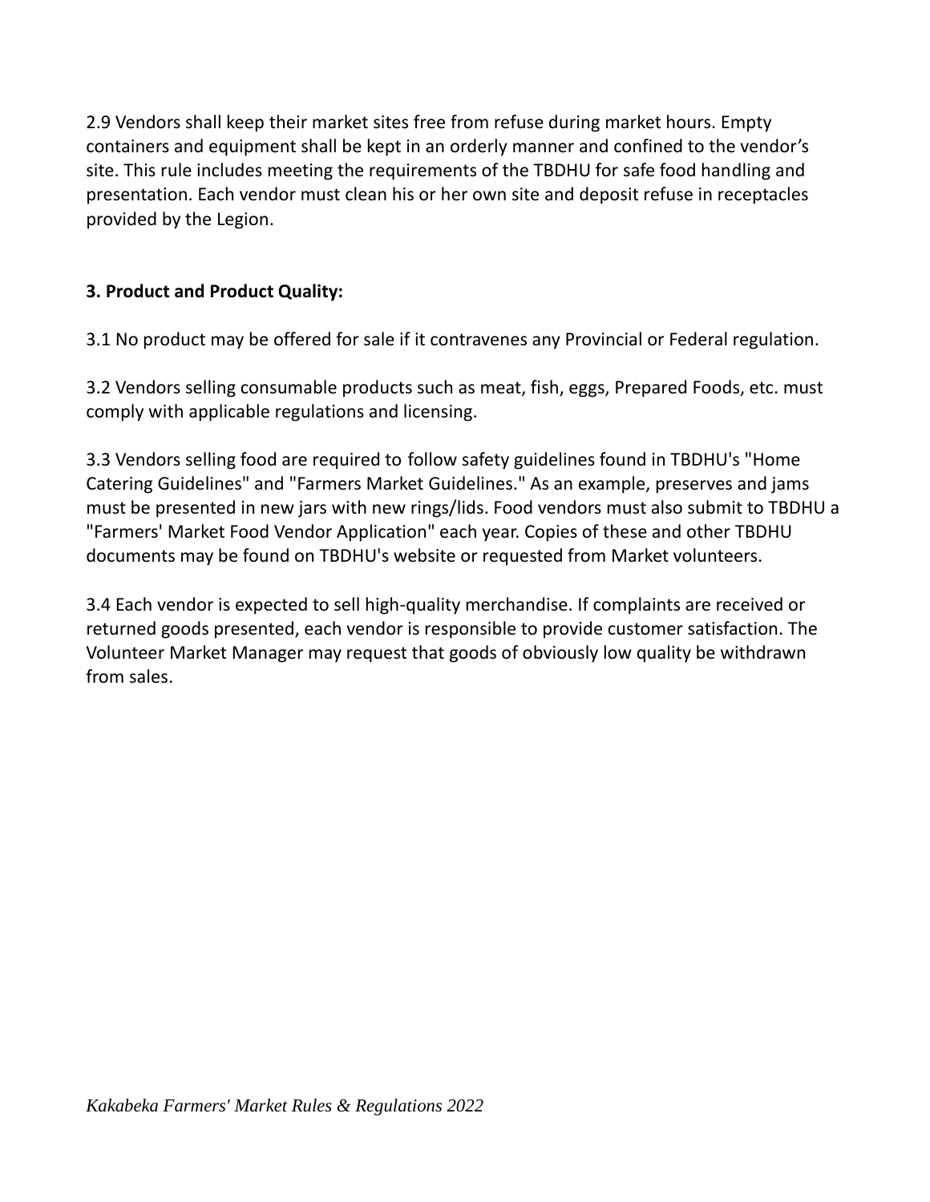2.9 Vendors shall keep their market sites free from refuse during market hours. Empty containers and equipment shall be kept in an orderly manner and confined to the vendor's site. This rule includes meeting the requirements of the TBDHU for safe food handling and presentation. Each vendor must clean his or her own site and deposit refuse in receptacles provided by the Legion.

## 3. Product and Product Quality:

3.1 No product may be offered for sale if it contravenes any Provincial or Federal regulation.

3.2 Vendors selling consumable products such as meat, fish, eggs, Prepared Foods, etc. must comply with applicable regulations and licensing.

3.3 Vendors selling food are required to follow safety guidelines found in TBDHU's "Home Catering Guidelines" and "Farmers Market Guidelines." As an example, preserves and jams must be presented in new jars with new rings/lids. Food vendors must also submit to TBDHU a "Farmers' Market Food Vendor Application" each year. Copies of these and other TBDHU documents may be found on TBDHU's website or requested from Market volunteers.

3.4 Each vendor is expected to sell high-quality merchandise. If complaints are received or returned goods presented, each vendor is responsible to provide customer satisfaction. The Volunteer Market Manager may request that goods of obviously low quality be withdrawn from sales.